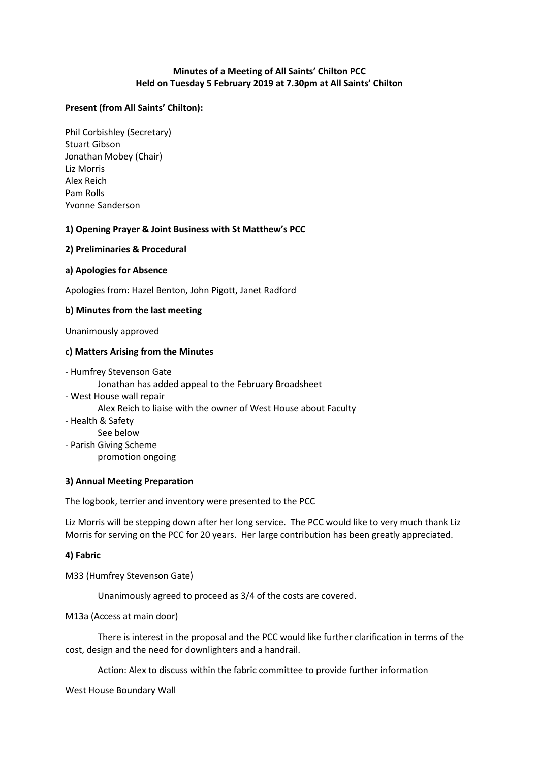# Minutes of a Meeting of All Saints' Chilton PCC
## Held on Tuesday 5 February 2019 at 7.30pm at All Saints' Chilton

**Present (from All Saints' Chilton):**

Phil Corbishley (Secretary)
Stuart Gibson
Jonathan Mobey (Chair)
Liz Morris
Alex Reich
Pam Rolls
Yvonne Sanderson

### 1) Opening Prayer & Joint Business with St Matthew's PCC

### 2) Preliminaries & Procedural

#### a) Apologies for Absence

Apologies from: Hazel Benton, John Pigott, Janet Radford

#### b) Minutes from the last meeting

Unanimously approved

#### c) Matters Arising from the Minutes

- Humfrey Stevenson Gate
  - Jonathan has added appeal to the February Broadsheet
- West House wall repair
  - Alex Reich to liaise with the owner of West House about Faculty
- Health & Safety
  - See below
- Parish Giving Scheme
  - promotion ongoing

### 3) Annual Meeting Preparation

The logbook, terrier and inventory were presented to the PCC

Liz Morris will be stepping down after her long service. The PCC would like to very much thank Liz Morris for serving on the PCC for 20 years. Her large contribution has been greatly appreciated.

### 4) Fabric

M33 (Humfrey Stevenson Gate)

Unanimously agreed to proceed as 3/4 of the costs are covered.

M13a (Access at main door)

There is interest in the proposal and the PCC would like further clarification in terms of the cost, design and the need for downlighters and a handrail.

Action: Alex to discuss within the fabric committee to provide further information

West House Boundary Wall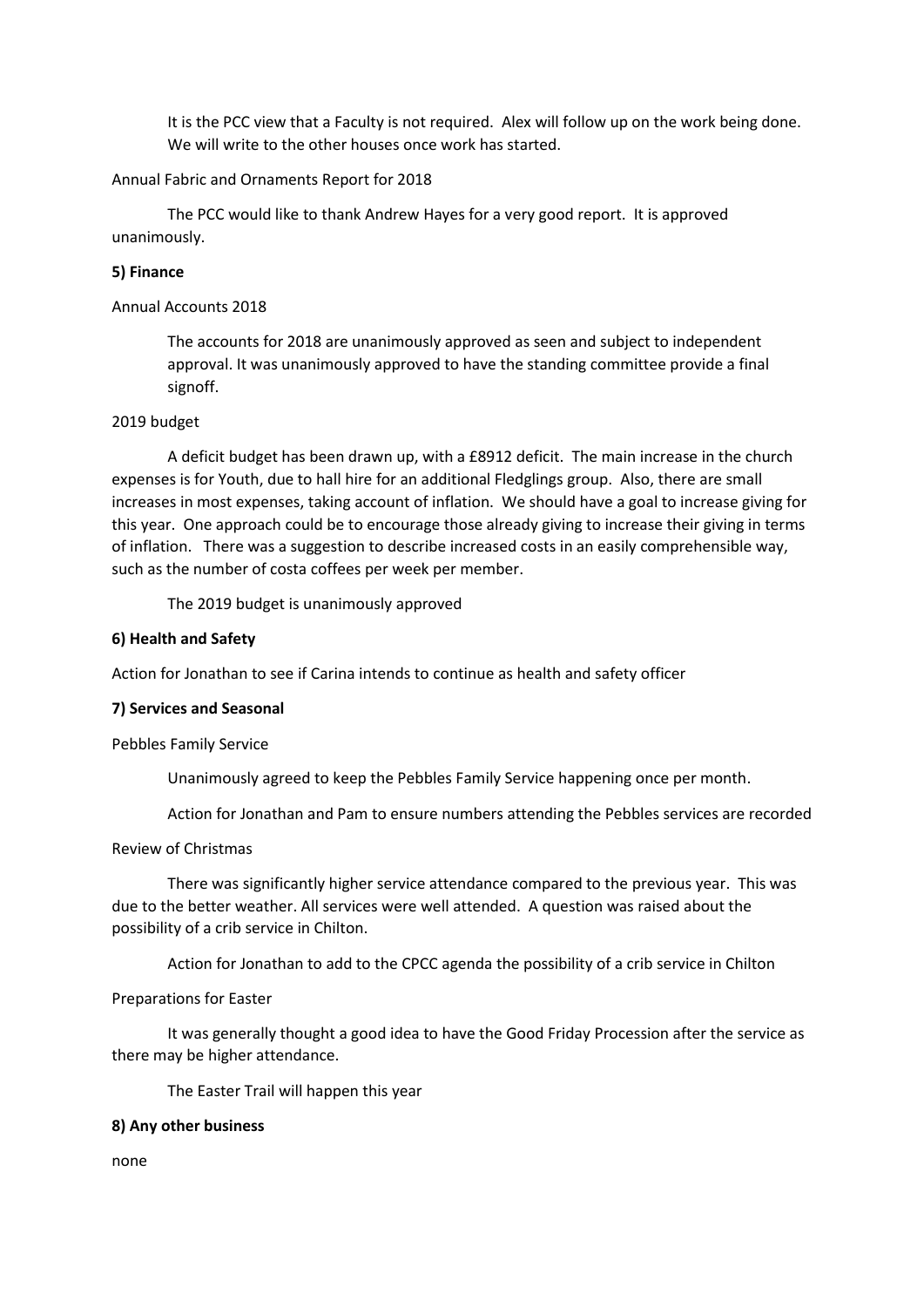It is the PCC view that a Faculty is not required. Alex will follow up on the work being done. We will write to the other houses once work has started.

Annual Fabric and Ornaments Report for 2018

The PCC would like to thank Andrew Hayes for a very good report. It is approved unanimously.

**5) Finance**

Annual Accounts 2018

The accounts for 2018 are unanimously approved as seen and subject to independent approval. It was unanimously approved to have the standing committee provide a final signoff.

2019 budget

A deficit budget has been drawn up, with a £8912 deficit. The main increase in the church expenses is for Youth, due to hall hire for an additional Fledglings group. Also, there are small increases in most expenses, taking account of inflation. We should have a goal to increase giving for this year. One approach could be to encourage those already giving to increase their giving in terms of inflation. There was a suggestion to describe increased costs in an easily comprehensible way, such as the number of costa coffees per week per member.

The 2019 budget is unanimously approved

**6) Health and Safety**

Action for Jonathan to see if Carina intends to continue as health and safety officer

**7) Services and Seasonal**

Pebbles Family Service

Unanimously agreed to keep the Pebbles Family Service happening once per month.

Action for Jonathan and Pam to ensure numbers attending the Pebbles services are recorded

Review of Christmas

There was significantly higher service attendance compared to the previous year. This was due to the better weather. All services were well attended. A question was raised about the possibility of a crib service in Chilton.

Action for Jonathan to add to the CPCC agenda the possibility of a crib service in Chilton

Preparations for Easter

It was generally thought a good idea to have the Good Friday Procession after the service as there may be higher attendance.

The Easter Trail will happen this year

**8) Any other business**

none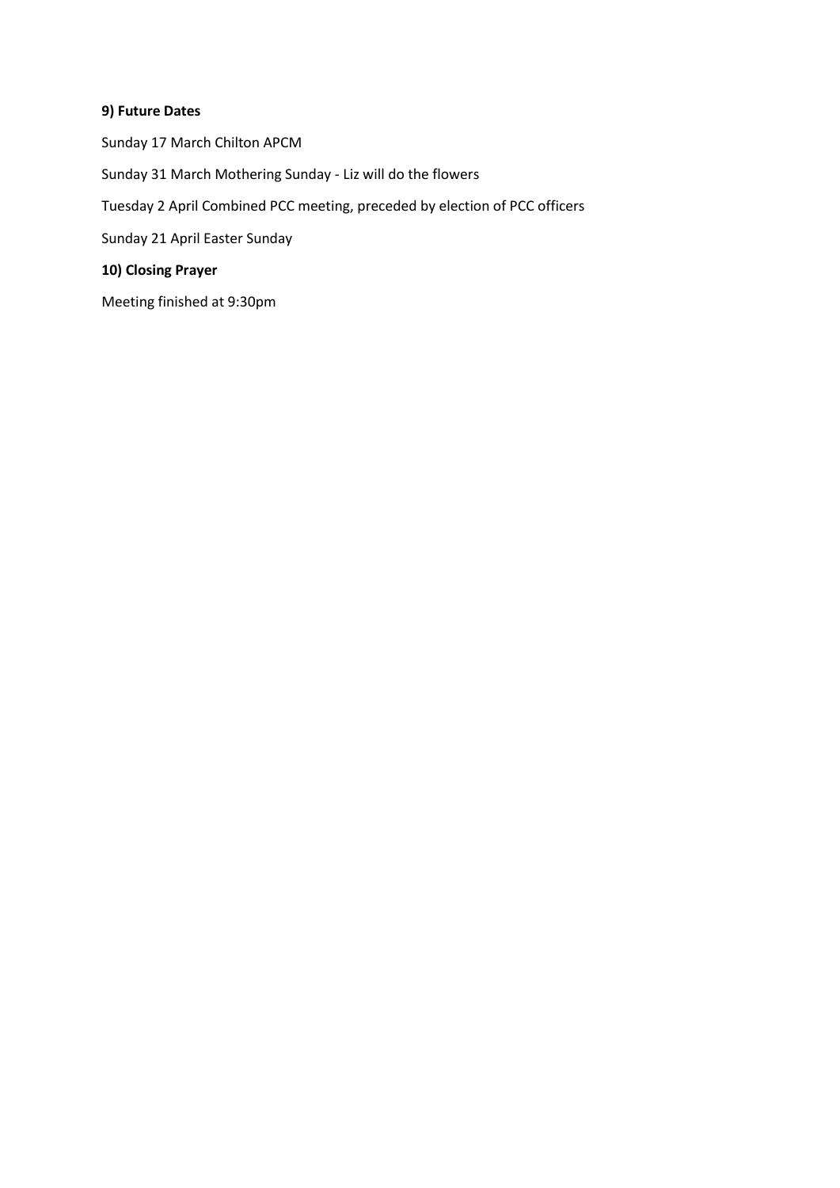**9) Future Dates**

Sunday 17 March Chilton APCM

Sunday 31 March Mothering Sunday - Liz will do the flowers

Tuesday 2 April Combined PCC meeting, preceded by election of PCC officers

Sunday 21 April Easter Sunday

**10) Closing Prayer**

Meeting finished at 9:30pm